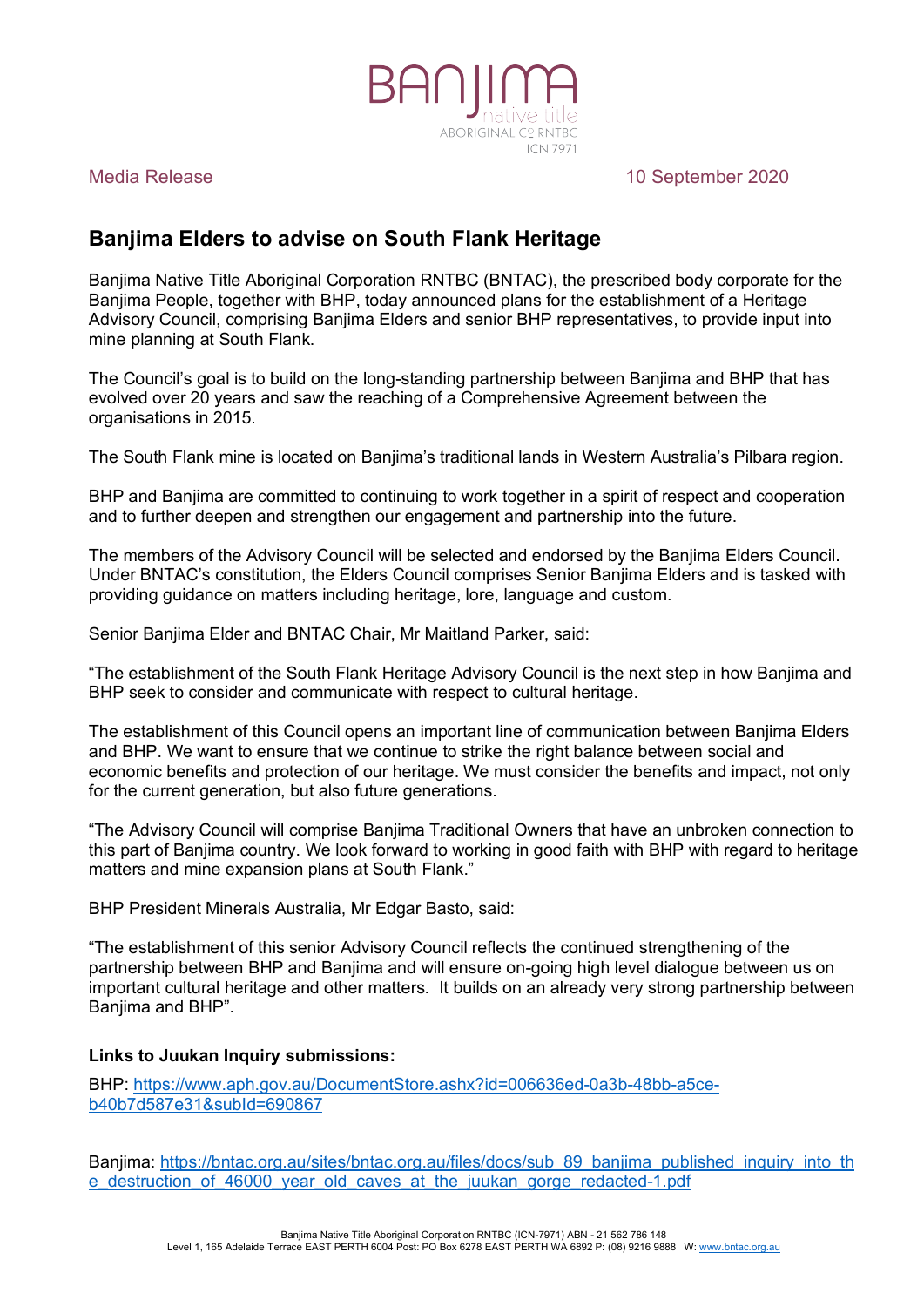BANJIMA native title ABORIGINAL CORPORATION RNTBC ICN 7971

Media Release 10 September 2020

## Banjima Elders to advise on South Flank Heritage

Banjima Native Title Aboriginal Corporation RNTBC (BNTAC), the prescribed body corporate for the Banjima People, together with BHP, today announced plans for the establishment of a Heritage Advisory Council, comprising Banjima Elders and senior BHP representatives, to provide input into mine planning at South Flank.

The Council's goal is to build on the long-standing partnership between Banjima and BHP that has evolved over 20 years and saw the reaching of a Comprehensive Agreement between the organisations in 2015.

The South Flank mine is located on Banjima's traditional lands in Western Australia's Pilbara region.

BHP and Banjima are committed to continuing to work together in a spirit of respect and cooperation and to further deepen and strengthen our engagement and partnership into the future.

The members of the Advisory Council will be selected and endorsed by the Banjima Elders Council. Under BNTAC's constitution, the Elders Council comprises Senior Banjima Elders and is tasked with providing guidance on matters including heritage, lore, language and custom.

Senior Banjima Elder and BNTAC Chair, Mr Maitland Parker, said:

"The establishment of the South Flank Heritage Advisory Council is the next step in how Banjima and BHP seek to consider and communicate with respect to cultural heritage.

The establishment of this Council opens an important line of communication between Banjima Elders and BHP. We want to ensure that we continue to strike the right balance between social and economic benefits and protection of our heritage. We must consider the benefits and impact, not only for the current generation, but also future generations.

"The Advisory Council will comprise Banjima Traditional Owners that have an unbroken connection to this part of Banjima country. We look forward to working in good faith with BHP with regard to heritage matters and mine expansion plans at South Flank."

BHP President Minerals Australia, Mr Edgar Basto, said:

"The establishment of this senior Advisory Council reflects the continued strengthening of the partnership between BHP and Banjima and will ensure on-going high level dialogue between us on important cultural heritage and other matters. It builds on an already very strong partnership between Banjima and BHP".

**Links to Juukan Inquiry submissions:**

BHP: https://www.aph.gov.au/DocumentStore.ashx?id=006636ed-0a3b-48bb-a5ce-b40b7d587e31&subId=690867

Banjima: https://bntac.org.au/sites/bntac.org.au/files/docs/sub_89_banjima_published_inquiry_into_the_destruction_of_46000_year_old_caves_at_the_juukan_gorge_redacted-1.pdf

Banjima Native Title Aboriginal Corporation RNTBC (ICN-7971) ABN - 21 562 786 148
Level 1, 165 Adelaide Terrace EAST PERTH 6004 Post: PO Box 6278 EAST PERTH WA 6892 P: (08) 9216 9888 W: www.bntac.org.au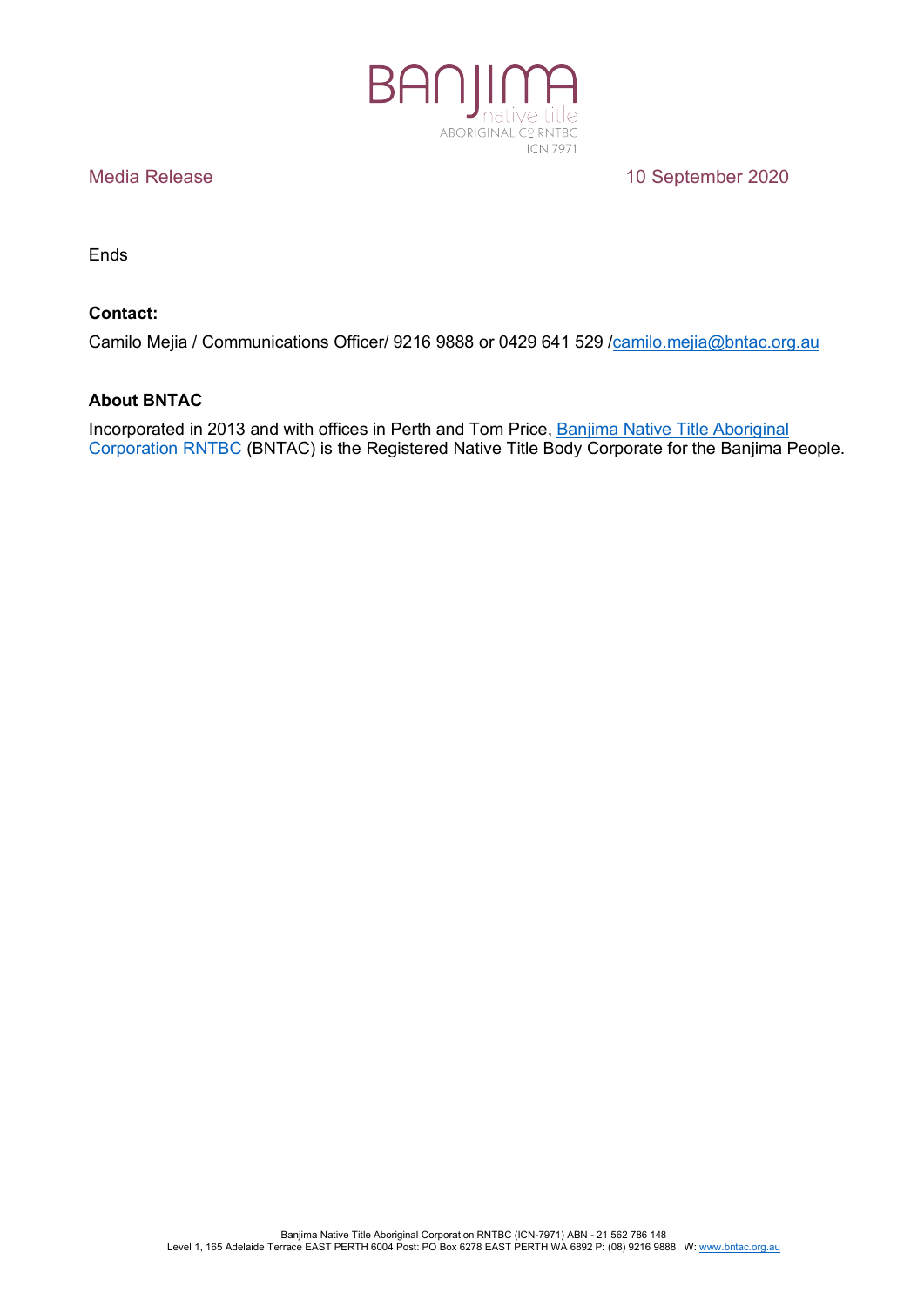Media Release 10 September 2020

Ends

**Contact:**

Camilo Mejia / Communications Officer/ 9216 9888 or 0429 641 529 /camilo.mejia@bntac.org.au

**About BNTAC**

Incorporated in 2013 and with offices in Perth and Tom Price, Banjima Native Title Aboriginal Corporation RNTBC (BNTAC) is the Registered Native Title Body Corporate for the Banjima People.